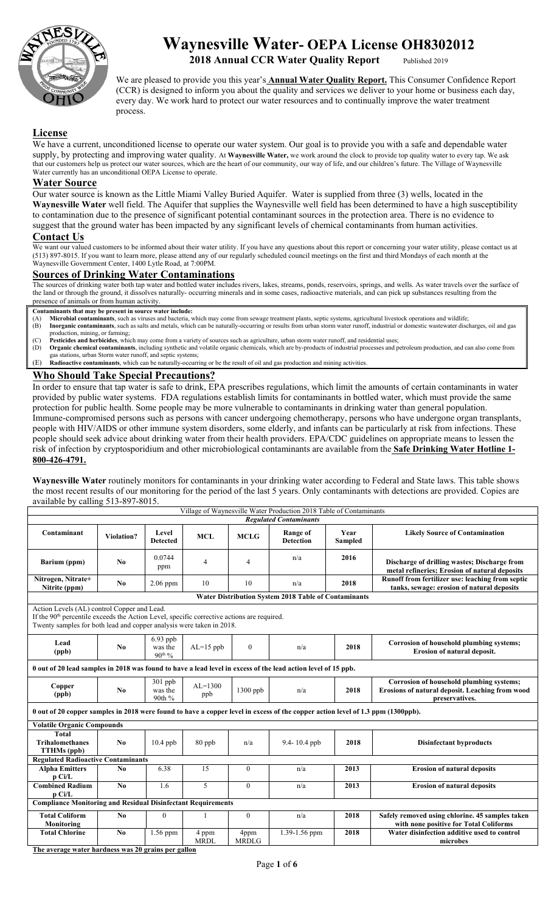# Waynesville Water- OEPA License OH8302012

**2018 Annual CCR Water Quality Report** Published 2019

We are pleased to provide you this year's **Annual Water Quality Report.** This Consumer Confidence Report (CCR) is designed to inform you about the quality and services we deliver to your home or business each day, every day. We work hard to protect our water resources and to continually improve the water treatment process.

## License

We have a current, unconditioned license to operate our water system. Our goal is to provide you with a safe and dependable water supply, by protecting and improving water quality. At **Waynesville Water,** we work around the clock to provide top quality water to every tap. We ask that our customers help us protect our water sources, which are the heart of our community, our way of life, and our children's future. The Village of Waynesville Water currently has an unconditional OEPA License to operate.

## Water Source

Our water source is known as the Little Miami Valley Buried Aquifer. Water is supplied from three (3) wells, located in the **Waynesville Water** well field. The Aquifer that supplies the Waynesville well field has been determined to have a high susceptibility to contamination due to the presence of significant potential contaminant sources in the protection area. There is no evidence to suggest that the ground water has been impacted by any significant levels of chemical contaminants from human activities.

## Contact Us

We want our valued customers to be informed about their water utility. If you have any questions about this report or concerning your water utility, please contact us at (513) 897-8015. If you want to learn more, please attend any of our regularly scheduled council meetings on the first and third Mondays of each month at the Waynesville Government Center, 1400 Lytle Road, at 7:00PM.

## Sources of Drinking Water Contaminations

The sources of drinking water both tap water and bottled water includes rivers, lakes, streams, ponds, reservoirs, springs, and wells. As water travels over the surface of the land or through the ground, it dissolves naturally- occurring minerals and in some cases, radioactive materials, and can pick up substances resulting from the presence of animals or from human activity.

**Contaminants that may be present in source water include:**

(A) **Microbial contaminants**, such as viruses and bacteria, which may come from sewage treatment plants, septic systems, agricultural livestock operations and wildlife;
(B) **Inorganic contaminants**, such as salts and metals, which can be naturally-occurring or results from urban storm water runoff, industrial or domestic wastewater discharges, oil and gas production, mining, or farming;
(C) **Pesticides and herbicides**, which may come from a variety of sources such as agriculture, urban storm water runoff, and residential uses;
(D) **Organic chemical contaminants**, including synthetic and volatile organic chemicals, which are by-products of industrial processes and petroleum production, and can also come from gas stations, urban Storm water runoff, and septic systems;
(E) **Radioactive contaminants**, which can be naturally-occurring or be the result of oil and gas production and mining activities.

## Who Should Take Special Precautions?

In order to ensure that tap water is safe to drink, EPA prescribes regulations, which limit the amounts of certain contaminants in water provided by public water systems. FDA regulations establish limits for contaminants in bottled water, which must provide the same protection for public health. Some people may be more vulnerable to contaminants in drinking water than general population. Immune-compromised persons such as persons with cancer undergoing chemotherapy, persons who have undergone organ transplants, people with HIV/AIDS or other immune system disorders, some elderly, and infants can be particularly at risk from infections. These people should seek advice about drinking water from their health providers. EPA/CDC guidelines on appropriate means to lessen the risk of infection by cryptosporidium and other microbiological contaminants are available from the **Safe Drinking Water Hotline 1-800-426-4791.**

**Waynesville Water** routinely monitors for contaminants in your drinking water according to Federal and State laws. This table shows the most recent results of our monitoring for the period of the last 5 years. Only contaminants with detections are provided. Copies are available by calling 513-897-8015.

| Village of Waynesville Water Production 2018 Table of Contaminants | | | | | | | |
|---|---|---|---|---|---|---|---|
| ***Regulated Contaminants*** | | | | | | | |
| **Contaminant** | **Violation?** | **Level Detected** | **MCL** | **MCLG** | **Range of Detection** | **Year Sampled** | **Likely Source of Contamination** |
| **Barium (ppm)** | **No** | 0.0744 ppm | 4 | 4 | n/a | **2016** | **Discharge of drilling wastes; Discharge from metal refineries; Erosion of natural deposits** |
| **Nitrogen, Nitrate+ Nitrite (ppm)** | **No** | 2.06 ppm | 10 | 10 | n/a | **2018** | **Runoff from fertilizer use: leaching from septic tanks, sewage: erosion of natural deposits** |
| **Water Distribution System 2018 Table of Contaminants** | | | | | | | |
| Action Levels (AL) control Copper and Lead. If the 90th percentile exceeds the Action Level, specific corrective actions are required. Twenty samples for both lead and copper analysis were taken in 2018. | | | | | | | |
| **Lead (ppb)** | **No** | 6.93 ppb was the 90th % | AL=15 ppb | 0 | n/a | **2018** | **Corrosion of household plumbing systems; Erosion of natural deposit.** |
| **0 out of 20 lead samples in 2018 was found to have a lead level in excess of the lead action level of 15 ppb.** | | | | | | | |
| **Copper (ppb)** | **No** | 301 ppb was the 90th % | AL=1300 ppb | 1300 ppb | n/a | **2018** | **Corrosion of household plumbing systems; Erosions of natural deposit. Leaching from wood preservatives.** |
| **0 out of 20 copper samples in 2018 were found to have a copper level in excess of the copper action level of 1.3 ppm (1300ppb).** | | | | | | | |
| **Volatile Organic Compounds** | | | | | | | |
| **Total Trihalomethanes TTHMs (ppb)** | **No** | 10.4 ppb | 80 ppb | n/a | 9.4- 10.4 ppb | **2018** | **Disinfectant byproducts** |
| **Regulated Radioactive Contaminants** | | | | | | | |
| **Alpha Emitters p Ci/L** | **No** | 6.38 | 15 | 0 | n/a | **2013** | **Erosion of natural deposits** |
| **Combined Radium p Ci/L** | **No** | 1.6 | 5 | 0 | n/a | **2013** | **Erosion of natural deposits** |
| **Compliance Monitoring and Residual Disinfectant Requirements** | | | | | | | |
| **Total Coliform Monitoring** | **No** | 0 | 1 | 0 | n/a | **2018** | **Safely removed using chlorine. 45 samples taken with none positive for Total Coliforms** |
| **Total Chlorine** | **No** | 1.56 ppm | 4 ppm MRDL | 4ppm MRDLG | 1.39-1.56 ppm | **2018** | **Water disinfection additive used to control microbes** |

**The average water hardness was 20 grains per gallon**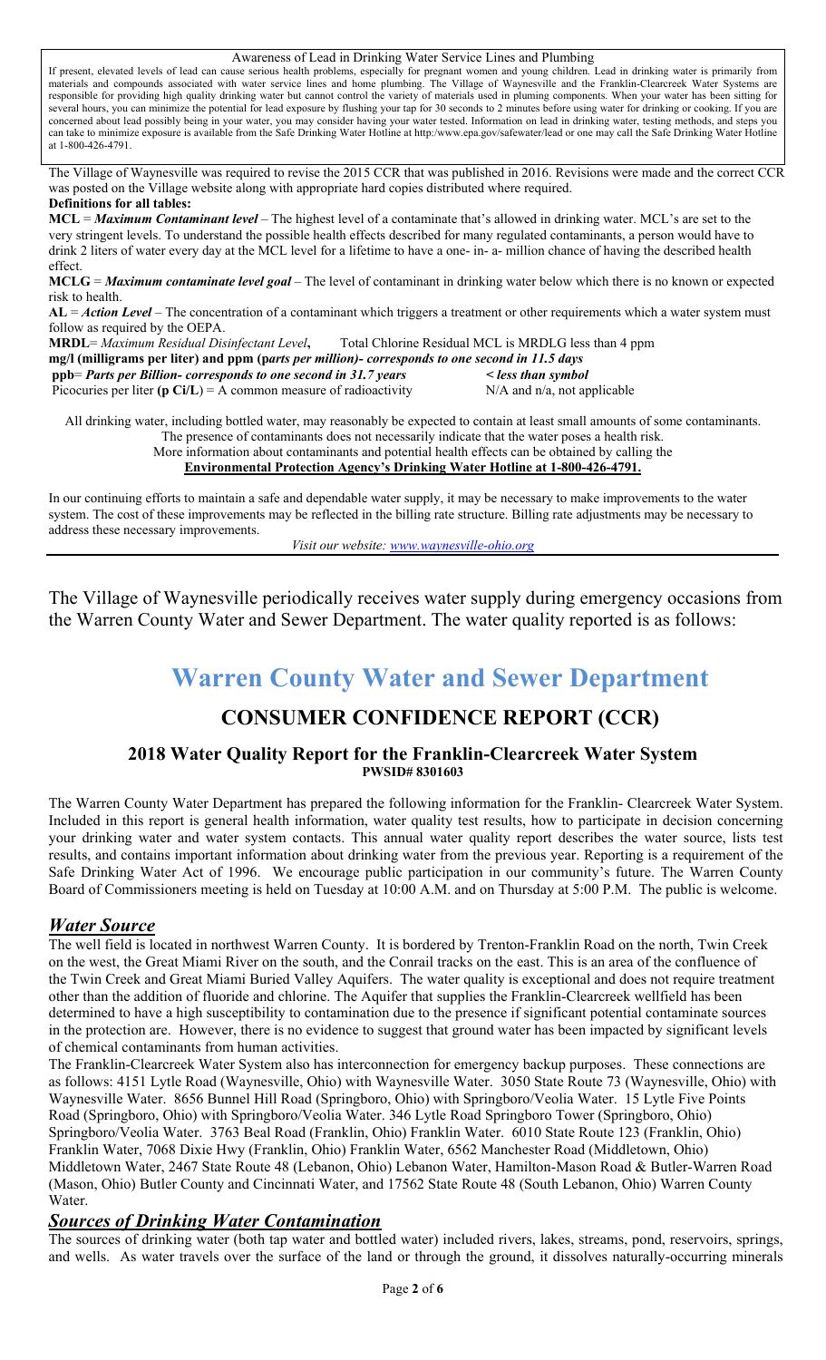### Awareness of Lead in Drinking Water Service Lines and Plumbing

If present, elevated levels of lead can cause serious health problems, especially for pregnant women and young children. Lead in drinking water is primarily from materials and compounds associated with water service lines and home plumbing. The Village of Waynesville and the Franklin-Clearcreek Water Systems are responsible for providing high quality drinking water but cannot control the variety of materials used in pluming components. When your water has been sitting for several hours, you can minimize the potential for lead exposure by flushing your tap for 30 seconds to 2 minutes before using water for drinking or cooking. If you are concerned about lead possibly being in your water, you may consider having your water tested. Information on lead in drinking water, testing methods, and steps you can take to minimize exposure is available from the Safe Drinking Water Hotline at http:/www.epa.gov/safewater/lead or one may call the Safe Drinking Water Hotline at 1-800-426-4791.

The Village of Waynesville was required to revise the 2015 CCR that was published in 2016. Revisions were made and the correct CCR was posted on the Village website along with appropriate hard copies distributed where required.

**Definitions for all tables:**

**MCL** = ***Maximum Contaminant level*** – The highest level of a contaminate that's allowed in drinking water. MCL's are set to the very stringent levels. To understand the possible health effects described for many regulated contaminants, a person would have to drink 2 liters of water every day at the MCL level for a lifetime to have a one- in- a- million chance of having the described health effect.

**MCLG** = ***Maximum contaminate level goal*** – The level of contaminant in drinking water below which there is no known or expected risk to health.

**AL** = ***Action Level*** – The concentration of a contaminant which triggers a treatment or other requirements which a water system must follow as required by the OEPA.

**MRDL**= *Maximum Residual Disinfectant Level*, Total Chlorine Residual MCL is MRDLG less than 4 ppm

**mg/l (milligrams per liter) and ppm (p*arts per million)- corresponds to one second in 11.5 days***

**ppb**= ***Parts per Billion- corresponds to one second in 31.7 years*** **< *less than symbol***

Picocuries per liter **(p Ci/L**) = A common measure of radioactivity N/A and n/a, not applicable

All drinking water, including bottled water, may reasonably be expected to contain at least small amounts of some contaminants. The presence of contaminants does not necessarily indicate that the water poses a health risk. More information about contaminants and potential health effects can be obtained by calling the **Environmental Protection Agency's Drinking Water Hotline at 1-800-426-4791.**

In our continuing efforts to maintain a safe and dependable water supply, it may be necessary to make improvements to the water system. The cost of these improvements may be reflected in the billing rate structure. Billing rate adjustments may be necessary to address these necessary improvements.

*Visit our website: www.waynesville-ohio.org*

The Village of Waynesville periodically receives water supply during emergency occasions from the Warren County Water and Sewer Department. The water quality reported is as follows:

# Warren County Water and Sewer Department

## CONSUMER CONFIDENCE REPORT (CCR)

### 2018 Water Quality Report for the Franklin-Clearcreek Water System

**PWSID# 8301603**

The Warren County Water Department has prepared the following information for the Franklin- Clearcreek Water System. Included in this report is general health information, water quality test results, how to participate in decision concerning your drinking water and water system contacts. This annual water quality report describes the water source, lists test results, and contains important information about drinking water from the previous year. Reporting is a requirement of the Safe Drinking Water Act of 1996. We encourage public participation in our community's future. The Warren County Board of Commissioners meeting is held on Tuesday at 10:00 A.M. and on Thursday at 5:00 P.M. The public is welcome.

## *Water Source*

The well field is located in northwest Warren County. It is bordered by Trenton-Franklin Road on the north, Twin Creek on the west, the Great Miami River on the south, and the Conrail tracks on the east. This is an area of the confluence of the Twin Creek and Great Miami Buried Valley Aquifers. The water quality is exceptional and does not require treatment other than the addition of fluoride and chlorine. The Aquifer that supplies the Franklin-Clearcreek wellfield has been determined to have a high susceptibility to contamination due to the presence if significant potential contaminate sources in the protection are. However, there is no evidence to suggest that ground water has been impacted by significant levels of chemical contaminants from human activities.

The Franklin-Clearcreek Water System also has interconnection for emergency backup purposes. These connections are as follows: 4151 Lytle Road (Waynesville, Ohio) with Waynesville Water. 3050 State Route 73 (Waynesville, Ohio) with Waynesville Water. 8656 Bunnel Hill Road (Springboro, Ohio) with Springboro/Veolia Water. 15 Lytle Five Points Road (Springboro, Ohio) with Springboro/Veolia Water. 346 Lytle Road Springboro Tower (Springboro, Ohio) Springboro/Veolia Water. 3763 Beal Road (Franklin, Ohio) Franklin Water. 6010 State Route 123 (Franklin, Ohio) Franklin Water, 7068 Dixie Hwy (Franklin, Ohio) Franklin Water, 6562 Manchester Road (Middletown, Ohio) Middletown Water, 2467 State Route 48 (Lebanon, Ohio) Lebanon Water, Hamilton-Mason Road & Butler-Warren Road (Mason, Ohio) Butler County and Cincinnati Water, and 17562 State Route 48 (South Lebanon, Ohio) Warren County Water.

## *Sources of Drinking Water Contamination*

The sources of drinking water (both tap water and bottled water) included rivers, lakes, streams, pond, reservoirs, springs, and wells. As water travels over the surface of the land or through the ground, it dissolves naturally-occurring minerals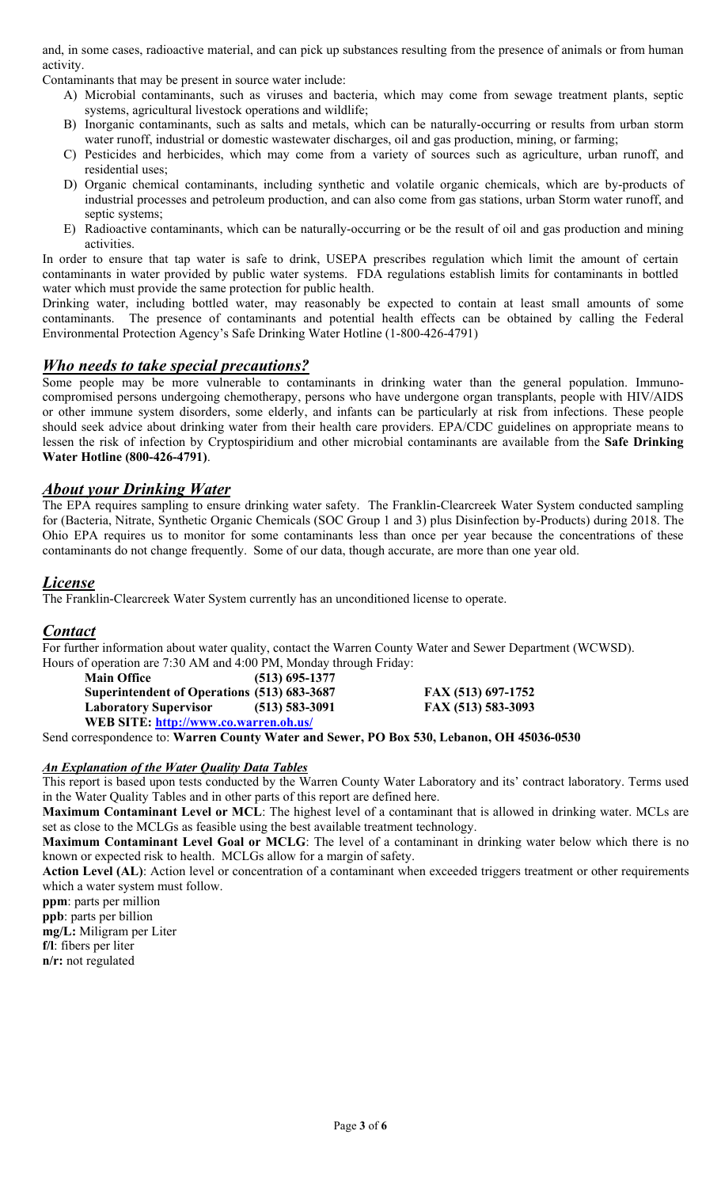and, in some cases, radioactive material, and can pick up substances resulting from the presence of animals or from human activity.

Contaminants that may be present in source water include:

A) Microbial contaminants, such as viruses and bacteria, which may come from sewage treatment plants, septic systems, agricultural livestock operations and wildlife;
B) Inorganic contaminants, such as salts and metals, which can be naturally-occurring or results from urban storm water runoff, industrial or domestic wastewater discharges, oil and gas production, mining, or farming;
C) Pesticides and herbicides, which may come from a variety of sources such as agriculture, urban runoff, and residential uses;
D) Organic chemical contaminants, including synthetic and volatile organic chemicals, which are by-products of industrial processes and petroleum production, and can also come from gas stations, urban Storm water runoff, and septic systems;
E) Radioactive contaminants, which can be naturally-occurring or be the result of oil and gas production and mining activities.

In order to ensure that tap water is safe to drink, USEPA prescribes regulation which limit the amount of certain contaminants in water provided by public water systems. FDA regulations establish limits for contaminants in bottled water which must provide the same protection for public health.

Drinking water, including bottled water, may reasonably be expected to contain at least small amounts of some contaminants. The presence of contaminants and potential health effects can be obtained by calling the Federal Environmental Protection Agency's Safe Drinking Water Hotline (1-800-426-4791)

## *Who needs to take special precautions?*

Some people may be more vulnerable to contaminants in drinking water than the general population. Immuno-compromised persons undergoing chemotherapy, persons who have undergone organ transplants, people with HIV/AIDS or other immune system disorders, some elderly, and infants can be particularly at risk from infections. These people should seek advice about drinking water from their health care providers. EPA/CDC guidelines on appropriate means to lessen the risk of infection by Cryptospiridium and other microbial contaminants are available from the **Safe Drinking Water Hotline (800-426-4791)**.

## *About your Drinking Water*

The EPA requires sampling to ensure drinking water safety. The Franklin-Clearcreek Water System conducted sampling for (Bacteria, Nitrate, Synthetic Organic Chemicals (SOC Group 1 and 3) plus Disinfection by-Products) during 2018. The Ohio EPA requires us to monitor for some contaminants less than once per year because the concentrations of these contaminants do not change frequently. Some of our data, though accurate, are more than one year old.

## *License*

The Franklin-Clearcreek Water System currently has an unconditioned license to operate.

## *Contact*

For further information about water quality, contact the Warren County Water and Sewer Department (WCWSD). Hours of operation are 7:30 AM and 4:00 PM, Monday through Friday:

**Main Office** **(513) 695-1377**
**Superintendent of Operations (513) 683-3687** **FAX (513) 697-1752**
**Laboratory Supervisor** **(513) 583-3091** **FAX (513) 583-3093**
**WEB SITE: http://www.co.warren.oh.us/**

Send correspondence to: **Warren County Water and Sewer, PO Box 530, Lebanon, OH 45036-0530**

### *An Explanation of the Water Quality Data Tables*

This report is based upon tests conducted by the Warren County Water Laboratory and its' contract laboratory. Terms used in the Water Quality Tables and in other parts of this report are defined here.

**Maximum Contaminant Level or MCL**: The highest level of a contaminant that is allowed in drinking water. MCLs are set as close to the MCLGs as feasible using the best available treatment technology.

**Maximum Contaminant Level Goal or MCLG**: The level of a contaminant in drinking water below which there is no known or expected risk to health. MCLGs allow for a margin of safety.

**Action Level (AL)**: Action level or concentration of a contaminant when exceeded triggers treatment or other requirements which a water system must follow.

**ppm**: parts per million
**ppb**: parts per billion
**mg/L:** Miligram per Liter
**f/l**: fibers per liter
**n/r:** not regulated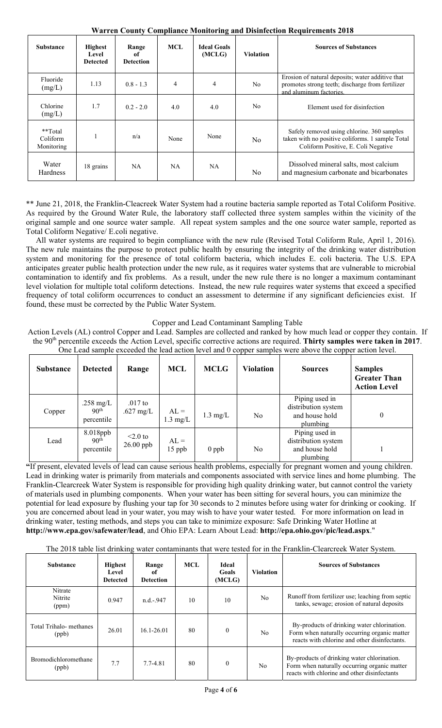**Warren County Compliance Monitoring and Disinfection Requirements 2018**

| Substance | Highest Level Detected | Range of Detection | MCL | Ideal Goals (MCLG) | Violation | Sources of Substances |
|---|---|---|---|---|---|---|
| Fluoride (mg/L) | 1.13 | 0.8 - 1.3 | 4 | 4 | No | Erosion of natural deposits; water additive that promotes strong teeth; discharge from fertilizer and aluminum factories. |
| Chlorine (mg/L) | 1.7 | 0.2 - 2.0 | 4.0 | 4.0 | No | Element used for disinfection |
| **Total Coliform Monitoring | 1 | n/a | None | None | No | Safely removed using chlorine. 360 samples taken with no positive coliforms. 1 sample Total Coliform Positive, E. Coli Negative |
| Water Hardness | 18 grains | NA | NA | NA | No | Dissolved mineral salts, most calcium and magnesium carbonate and bicarbonates |

** June 21, 2018, the Franklin-Cleacreek Water System had a routine bacteria sample reported as Total Coliform Positive. As required by the Ground Water Rule, the laboratory staff collected three system samples within the vicinity of the original sample and one source water sample. All repeat system samples and the one source water sample, reported as Total Coliform Negative/ E.coli negative.

All water systems are required to begin compliance with the new rule (Revised Total Coliform Rule, April 1, 2016). The new rule maintains the purpose to protect public health by ensuring the integrity of the drinking water distribution system and monitoring for the presence of total coliform bacteria, which includes E. coli bacteria. The U.S. EPA anticipates greater public health protection under the new rule, as it requires water systems that are vulnerable to microbial contamination to identify and fix problems. As a result, under the new rule there is no longer a maximum contaminant level violation for multiple total coliform detections. Instead, the new rule requires water systems that exceed a specified frequency of total coliform occurrences to conduct an assessment to determine if any significant deficiencies exist. If found, these must be corrected by the Public Water System.

Copper and Lead Contaminant Sampling Table

Action Levels (AL) control Copper and Lead. Samples are collected and ranked by how much lead or copper they contain. If the 90th percentile exceeds the Action Level, specific corrective actions are required. **Thirty samples were taken in 2017**. One Lead sample exceeded the lead action level and 0 copper samples were above the copper action level.

| Substance | Detected | Range | MCL | MCLG | Violation | Sources | Samples Greater Than Action Level |
|---|---|---|---|---|---|---|---|
| Copper | .258 mg/L 90th percentile | .017 to .627 mg/L | AL = 1.3 mg/L | 1.3 mg/L | No | Piping used in distribution system and house hold plumbing | 0 |
| Lead | 8.018ppb 90th percentile | <2.0 to 26.00 ppb | AL = 15 ppb | 0 ppb | No | Piping used in distribution system and house hold plumbing | 1 |

**"**If present, elevated levels of lead can cause serious health problems, especially for pregnant women and young children. Lead in drinking water is primarily from materials and components associated with service lines and home plumbing. The Franklin-Clearcreek Water System is responsible for providing high quality drinking water, but cannot control the variety of materials used in plumbing components. When your water has been sitting for several hours, you can minimize the potential for lead exposure by flushing your tap for 30 seconds to 2 minutes before using water for drinking or cooking. If you are concerned about lead in your water, you may wish to have your water tested. For more information on lead in drinking water, testing methods, and steps you can take to minimize exposure: Safe Drinking Water Hotline at **http://www.epa.gov/safewater/lead**, and Ohio EPA: Learn About Lead: **http://epa.ohio.gov/pic/lead.aspx**."

The 2018 table list drinking water contaminants that were tested for in the Franklin-Clearcreek Water System.

| Substance | Highest Level Detected | Range of Detection | MCL | Ideal Goals (MCLG) | Violation | Sources of Substances |
|---|---|---|---|---|---|---|
| Nitrate Nitrite (ppm) | 0.947 | n.d.-.947 | 10 | 10 | No | Runoff from fertilizer use; leaching from septic tanks, sewage; erosion of natural deposits |
| Total Trihalo- methanes (ppb) | 26.01 | 16.1-26.01 | 80 | 0 | No | By-products of drinking water chlorination. Form when naturally occurring organic matter reacts with chlorine and other disinfectants. |
| Bromodichloromethane (ppb) | 7.7 | 7.7-4.81 | 80 | 0 | No | By-products of drinking water chlorination. Form when naturally occurring organic matter reacts with chlorine and other disinfectants |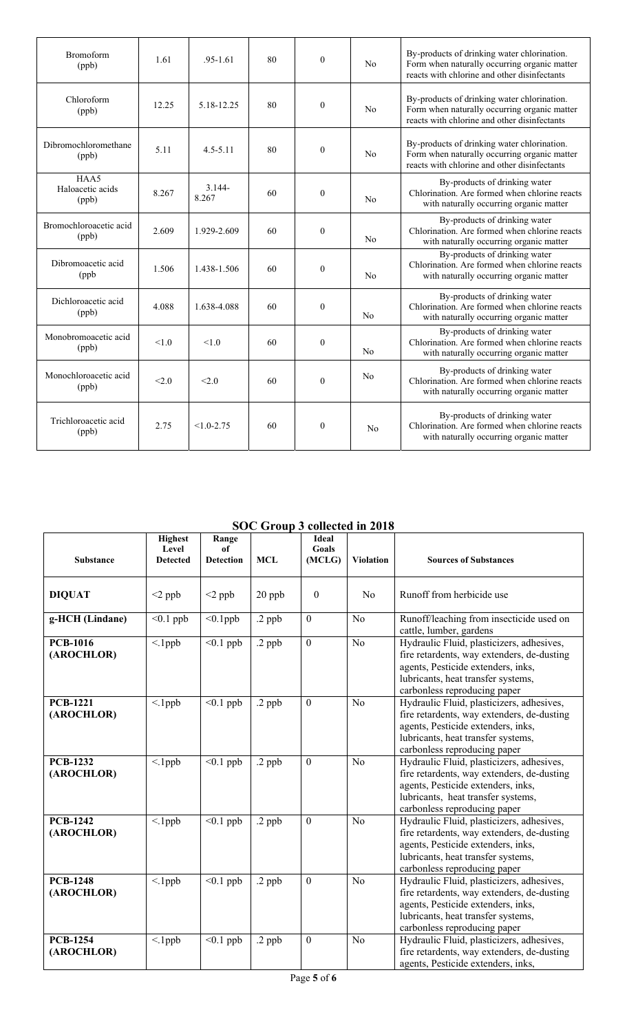| Bromoform (ppb) | 1.61 | .95-1.61 | 80 | 0 | No | By-products of drinking water chlorination. Form when naturally occurring organic matter reacts with chlorine and other disinfectants |
|---|---|---|---|---|---|---|
| Chloroform (ppb) | 12.25 | 5.18-12.25 | 80 | 0 | No | By-products of drinking water chlorination. Form when naturally occurring organic matter reacts with chlorine and other disinfectants |
| Dibromochloromethane (ppb) | 5.11 | 4.5-5.11 | 80 | 0 | No | By-products of drinking water chlorination. Form when naturally occurring organic matter reacts with chlorine and other disinfectants |
| HAA5 Haloacetic acids (ppb) | 8.267 | 3.144-8.267 | 60 | 0 | No | By-products of drinking water Chlorination. Are formed when chlorine reacts with naturally occurring organic matter |
| Bromochloroacetic acid (ppb) | 2.609 | 1.929-2.609 | 60 | 0 | No | By-products of drinking water Chlorination. Are formed when chlorine reacts with naturally occurring organic matter |
| Dibromoacetic acid (ppb | 1.506 | 1.438-1.506 | 60 | 0 | No | By-products of drinking water Chlorination. Are formed when chlorine reacts with naturally occurring organic matter |
| Dichloroacetic acid (ppb) | 4.088 | 1.638-4.088 | 60 | 0 | No | By-products of drinking water Chlorination. Are formed when chlorine reacts with naturally occurring organic matter |
| Monobromoacetic acid (ppb) | <1.0 | <1.0 | 60 | 0 | No | By-products of drinking water Chlorination. Are formed when chlorine reacts with naturally occurring organic matter |
| Monochloroacetic acid (ppb) | <2.0 | <2.0 | 60 | 0 | No | By-products of drinking water Chlorination. Are formed when chlorine reacts with naturally occurring organic matter |
| Trichloroacetic acid (ppb) | 2.75 | <1.0-2.75 | 60 | 0 | No | By-products of drinking water Chlorination. Are formed when chlorine reacts with naturally occurring organic matter |

## SOC Group 3 collected in 2018

| Substance | Highest Level Detected | Range of Detection | MCL | Ideal Goals (MCLG) | Violation | Sources of Substances |
|---|---|---|---|---|---|---|
| **DIQUAT** | <2 ppb | <2 ppb | 20 ppb | 0 | No | Runoff from herbicide use |
| **g-HCH (Lindane)** | <0.1 ppb | <0.1ppb | .2 ppb | 0 | No | Runoff/leaching from insecticide used on cattle, lumber, gardens |
| **PCB-1016 (AROCHLOR)** | <.1ppb | <0.1 ppb | .2 ppb | 0 | No | Hydraulic Fluid, plasticizers, adhesives, fire retardents, way extenders, de-dusting agents, Pesticide extenders, inks, lubricants, heat transfer systems, carbonless reproducing paper |
| **PCB-1221 (AROCHLOR)** | <.1ppb | <0.1 ppb | .2 ppb | 0 | No | Hydraulic Fluid, plasticizers, adhesives, fire retardents, way extenders, de-dusting agents, Pesticide extenders, inks, lubricants, heat transfer systems, carbonless reproducing paper |
| **PCB-1232 (AROCHLOR)** | <.1ppb | <0.1 ppb | .2 ppb | 0 | No | Hydraulic Fluid, plasticizers, adhesives, fire retardents, way extenders, de-dusting agents, Pesticide extenders, inks, lubricants, heat transfer systems, carbonless reproducing paper |
| **PCB-1242 (AROCHLOR)** | <.1ppb | <0.1 ppb | .2 ppb | 0 | No | Hydraulic Fluid, plasticizers, adhesives, fire retardents, way extenders, de-dusting agents, Pesticide extenders, inks, lubricants, heat transfer systems, carbonless reproducing paper |
| **PCB-1248 (AROCHLOR)** | <.1ppb | <0.1 ppb | .2 ppb | 0 | No | Hydraulic Fluid, plasticizers, adhesives, fire retardents, way extenders, de-dusting agents, Pesticide extenders, inks, lubricants, heat transfer systems, carbonless reproducing paper |
| **PCB-1254 (AROCHLOR)** | <.1ppb | <0.1 ppb | .2 ppb | 0 | No | Hydraulic Fluid, plasticizers, adhesives, fire retardents, way extenders, de-dusting agents, Pesticide extenders, inks, |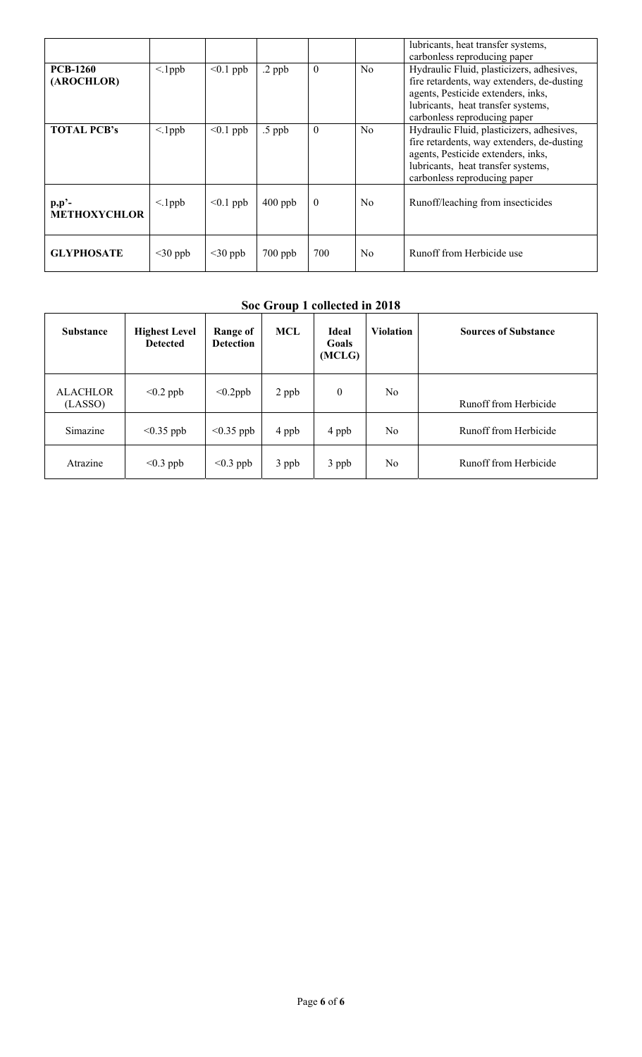| | | | | | | |
|---|---|---|---|---|---|---|
| | | | | | | lubricants, heat transfer systems, carbonless reproducing paper |
| **PCB-1260 (AROCHLOR)** | <.1ppb | <0.1 ppb | .2 ppb | 0 | No | Hydraulic Fluid, plasticizers, adhesives, fire retardents, way extenders, de-dusting agents, Pesticide extenders, inks, lubricants, heat transfer systems, carbonless reproducing paper |
| **TOTAL PCB's** | <.1ppb | <0.1 ppb | .5 ppb | 0 | No | Hydraulic Fluid, plasticizers, adhesives, fire retardents, way extenders, de-dusting agents, Pesticide extenders, inks, lubricants, heat transfer systems, carbonless reproducing paper |
| **p,p'-METHOXYCHLOR** | <.1ppb | <0.1 ppb | 400 ppb | 0 | No | Runoff/leaching from insecticides |
| **GLYPHOSATE** | <30 ppb | <30 ppb | 700 ppb | 700 | No | Runoff from Herbicide use |

## Soc Group 1 collected in 2018

| Substance | Highest Level Detected | Range of Detection | MCL | Ideal Goals (MCLG) | Violation | Sources of Substance |
|---|---|---|---|---|---|---|
| ALACHLOR (LASSO) | <0.2 ppb | <0.2ppb | 2 ppb | 0 | No | Runoff from Herbicide |
| Simazine | <0.35 ppb | <0.35 ppb | 4 ppb | 4 ppb | No | Runoff from Herbicide |
| Atrazine | <0.3 ppb | <0.3 ppb | 3 ppb | 3 ppb | No | Runoff from Herbicide |